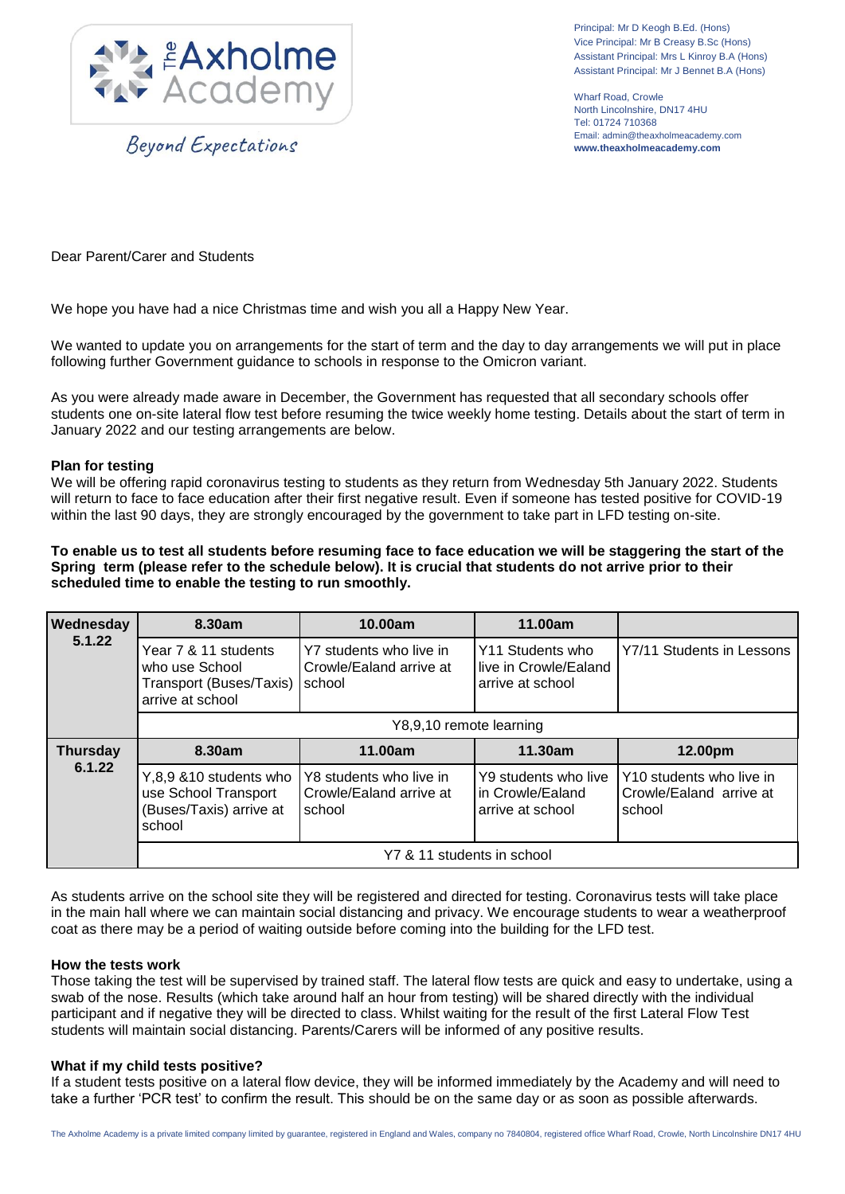The Axholme Academy

*Beyond Expectations*

Principal: Mr D Keogh B.Ed. (Hons)
Vice Principal: Mr B Creasy B.Sc (Hons)
Assistant Principal: Mrs L Kinroy B.A (Hons)
Assistant Principal: Mr J Bennet B.A (Hons)

Wharf Road, Crowle
North Lincolnshire, DN17 4HU
Tel: 01724 710368
Email: admin@theaxholmeacademy.com
**www.theaxholmeacademy.com**

Dear Parent/Carer and Students

We hope you have had a nice Christmas time and wish you all a Happy New Year.

We wanted to update you on arrangements for the start of term and the day to day arrangements we will put in place following further Government guidance to schools in response to the Omicron variant.

As you were already made aware in December, the Government has requested that all secondary schools offer students one on-site lateral flow test before resuming the twice weekly home testing. Details about the start of term in January 2022 and our testing arrangements are below.

**Plan for testing**

We will be offering rapid coronavirus testing to students as they return from Wednesday 5th January 2022. Students will return to face to face education after their first negative result. Even if someone has tested positive for COVID-19 within the last 90 days, they are strongly encouraged by the government to take part in LFD testing on-site.

**To enable us to test all students before resuming face to face education we will be staggering the start of the Spring term (please refer to the schedule below). It is crucial that students do not arrive prior to their scheduled time to enable the testing to run smoothly.**

| **Wednesday 5.1.22** | **8.30am** | **10.00am** | **11.00am** | |
|---|---|---|---|---|
| | Year 7 & 11 students who use School Transport (Buses/Taxis) arrive at school | Y7 students who live in Crowle/Ealand arrive at school | Y11 Students who live in Crowle/Ealand arrive at school | Y7/11 Students in Lessons |
| | Y8,9,10 remote learning | | | |
| **Thursday 6.1.22** | **8.30am** | **11.00am** | **11.30am** | **12.00pm** |
| | Y,8,9 &10 students who use School Transport (Buses/Taxis) arrive at school | Y8 students who live in Crowle/Ealand arrive at school | Y9 students who live in Crowle/Ealand arrive at school | Y10 students who live in Crowle/Ealand arrive at school |
| | Y7 & 11 students in school | | | |

As students arrive on the school site they will be registered and directed for testing. Coronavirus tests will take place in the main hall where we can maintain social distancing and privacy. We encourage students to wear a weatherproof coat as there may be a period of waiting outside before coming into the building for the LFD test.

**How the tests work**

Those taking the test will be supervised by trained staff. The lateral flow tests are quick and easy to undertake, using a swab of the nose. Results (which take around half an hour from testing) will be shared directly with the individual participant and if negative they will be directed to class. Whilst waiting for the result of the first Lateral Flow Test students will maintain social distancing. Parents/Carers will be informed of any positive results.

**What if my child tests positive?**

If a student tests positive on a lateral flow device, they will be informed immediately by the Academy and will need to take a further 'PCR test' to confirm the result. This should be on the same day or as soon as possible afterwards.

The Axholme Academy is a private limited company limited by guarantee, registered in England and Wales, company no 7840804, registered office Wharf Road, Crowle, North Lincolnshire DN17 4HU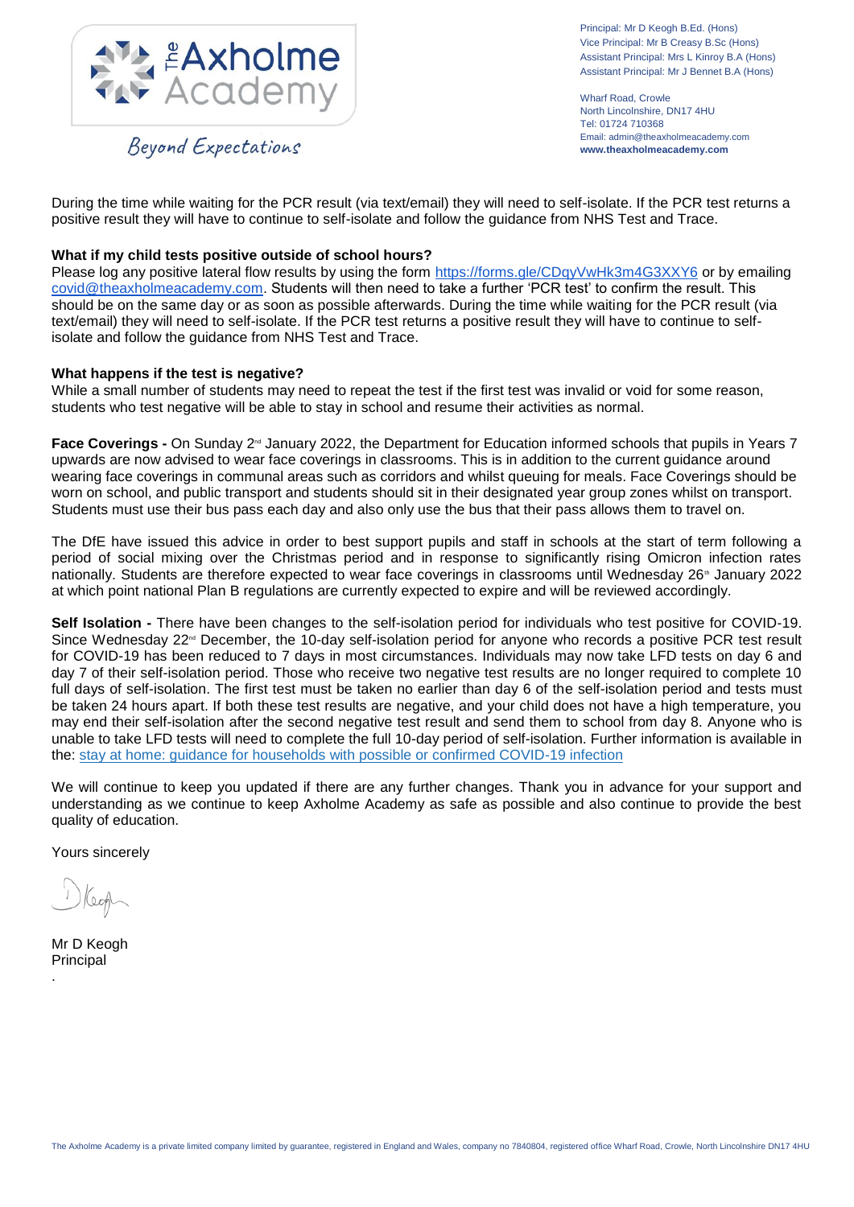During the time while waiting for the PCR result (via text/email) they will need to self-isolate. If the PCR test returns a positive result they will have to continue to self-isolate and follow the guidance from NHS Test and Trace.

**What if my child tests positive outside of school hours?**

Please log any positive lateral flow results by using the form https://forms.gle/CDqyVwHk3m4G3XXY6 or by emailing covid@theaxholmeacademy.com. Students will then need to take a further 'PCR test' to confirm the result. This should be on the same day or as soon as possible afterwards. During the time while waiting for the PCR result (via text/email) they will need to self-isolate. If the PCR test returns a positive result they will have to continue to self-isolate and follow the guidance from NHS Test and Trace.

**What happens if the test is negative?**

While a small number of students may need to repeat the test if the first test was invalid or void for some reason, students who test negative will be able to stay in school and resume their activities as normal.

**Face Coverings -** On Sunday 2nd January 2022, the Department for Education informed schools that pupils in Years 7 upwards are now advised to wear face coverings in classrooms. This is in addition to the current guidance around wearing face coverings in communal areas such as corridors and whilst queuing for meals. Face Coverings should be worn on school, and public transport and students should sit in their designated year group zones whilst on transport. Students must use their bus pass each day and also only use the bus that their pass allows them to travel on.

The DfE have issued this advice in order to best support pupils and staff in schools at the start of term following a period of social mixing over the Christmas period and in response to significantly rising Omicron infection rates nationally. Students are therefore expected to wear face coverings in classrooms until Wednesday 26th January 2022 at which point national Plan B regulations are currently expected to expire and will be reviewed accordingly.

**Self Isolation -** There have been changes to the self-isolation period for individuals who test positive for COVID-19. Since Wednesday 22nd December, the 10-day self-isolation period for anyone who records a positive PCR test result for COVID-19 has been reduced to 7 days in most circumstances. Individuals may now take LFD tests on day 6 and day 7 of their self-isolation period. Those who receive two negative test results are no longer required to complete 10 full days of self-isolation. The first test must be taken no earlier than day 6 of the self-isolation period and tests must be taken 24 hours apart. If both these test results are negative, and your child does not have a high temperature, you may end their self-isolation after the second negative test result and send them to school from day 8. Anyone who is unable to take LFD tests will need to complete the full 10-day period of self-isolation. Further information is available in the: stay at home: guidance for households with possible or confirmed COVID-19 infection

We will continue to keep you updated if there are any further changes. Thank you in advance for your support and understanding as we continue to keep Axholme Academy as safe as possible and also continue to provide the best quality of education.

Yours sincerely

Mr D Keogh
Principal